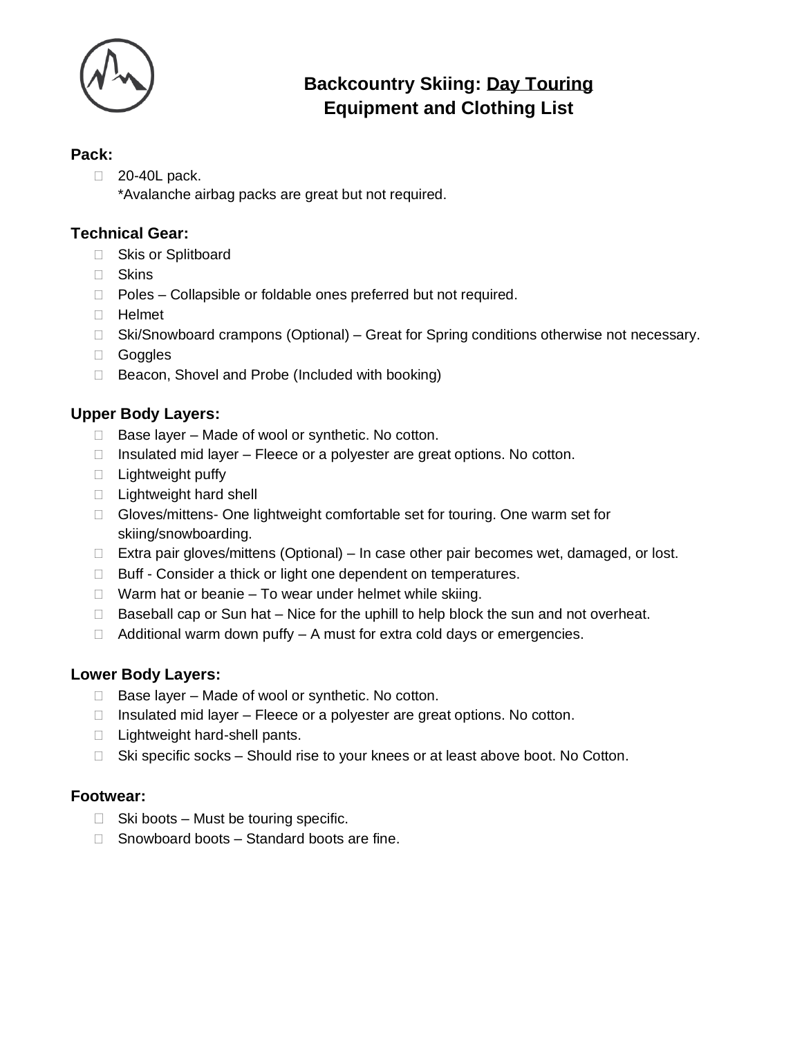# Backcountry Skiing: Day Touring
# Equipment and Clothing List

## Pack:

- [ ] 20-40L pack.
  *Avalanche airbag packs are great but not required.

## Technical Gear:

- [ ] Skis or Splitboard
- [ ] Skins
- [ ] Poles – Collapsible or foldable ones preferred but not required.
- [ ] Helmet
- [ ] Ski/Snowboard crampons (Optional) – Great for Spring conditions otherwise not necessary.
- [ ] Goggles
- [ ] Beacon, Shovel and Probe (Included with booking)

## Upper Body Layers:

- [ ] Base layer – Made of wool or synthetic. No cotton.
- [ ] Insulated mid layer – Fleece or a polyester are great options. No cotton.
- [ ] Lightweight puffy
- [ ] Lightweight hard shell
- [ ] Gloves/mittens- One lightweight comfortable set for touring. One warm set for skiing/snowboarding.
- [ ] Extra pair gloves/mittens (Optional) – In case other pair becomes wet, damaged, or lost.
- [ ] Buff - Consider a thick or light one dependent on temperatures.
- [ ] Warm hat or beanie – To wear under helmet while skiing.
- [ ] Baseball cap or Sun hat – Nice for the uphill to help block the sun and not overheat.
- [ ] Additional warm down puffy – A must for extra cold days or emergencies.

## Lower Body Layers:

- [ ] Base layer – Made of wool or synthetic. No cotton.
- [ ] Insulated mid layer – Fleece or a polyester are great options. No cotton.
- [ ] Lightweight hard-shell pants.
- [ ] Ski specific socks – Should rise to your knees or at least above boot. No Cotton.

## Footwear:

- [ ] Ski boots – Must be touring specific.
- [ ] Snowboard boots – Standard boots are fine.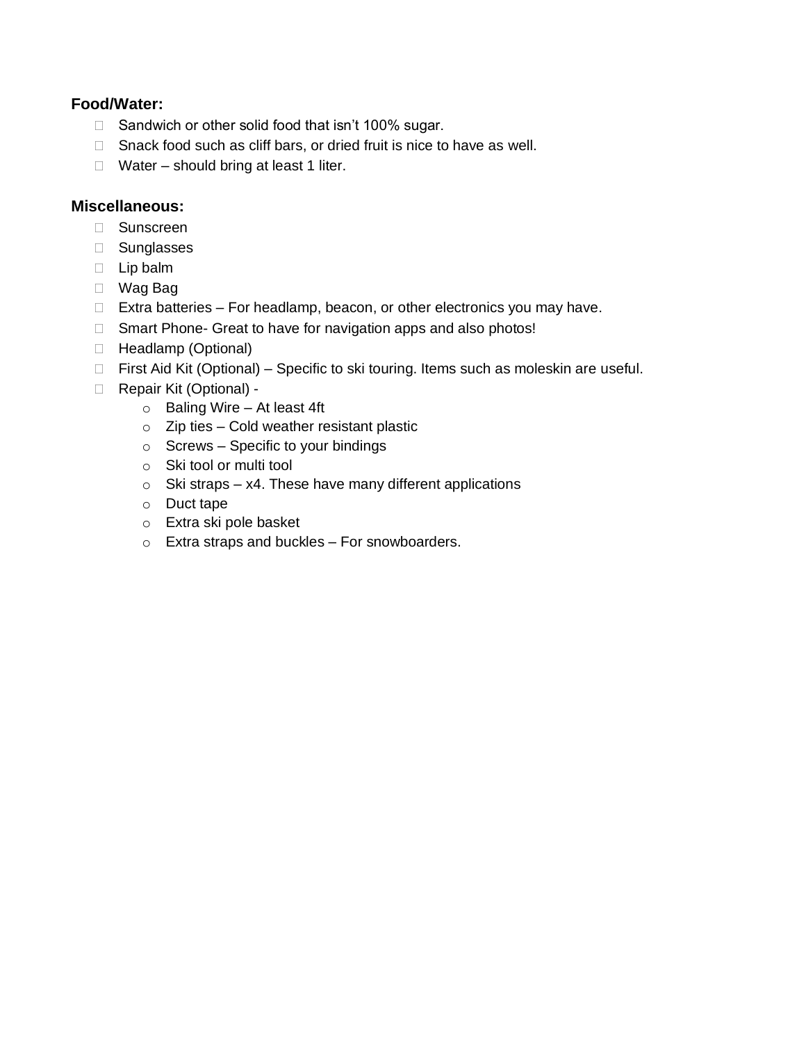**Food/Water:**

- Sandwich or other solid food that isn't 100% sugar.
- Snack food such as cliff bars, or dried fruit is nice to have as well.
- Water – should bring at least 1 liter.

**Miscellaneous:**

- Sunscreen
- Sunglasses
- Lip balm
- Wag Bag
- Extra batteries – For headlamp, beacon, or other electronics you may have.
- Smart Phone- Great to have for navigation apps and also photos!
- Headlamp (Optional)
- First Aid Kit (Optional) – Specific to ski touring. Items such as moleskin are useful.
- Repair Kit (Optional) -
  - Baling Wire – At least 4ft
  - Zip ties – Cold weather resistant plastic
  - Screws – Specific to your bindings
  - Ski tool or multi tool
  - Ski straps – x4. These have many different applications
  - Duct tape
  - Extra ski pole basket
  - Extra straps and buckles – For snowboarders.